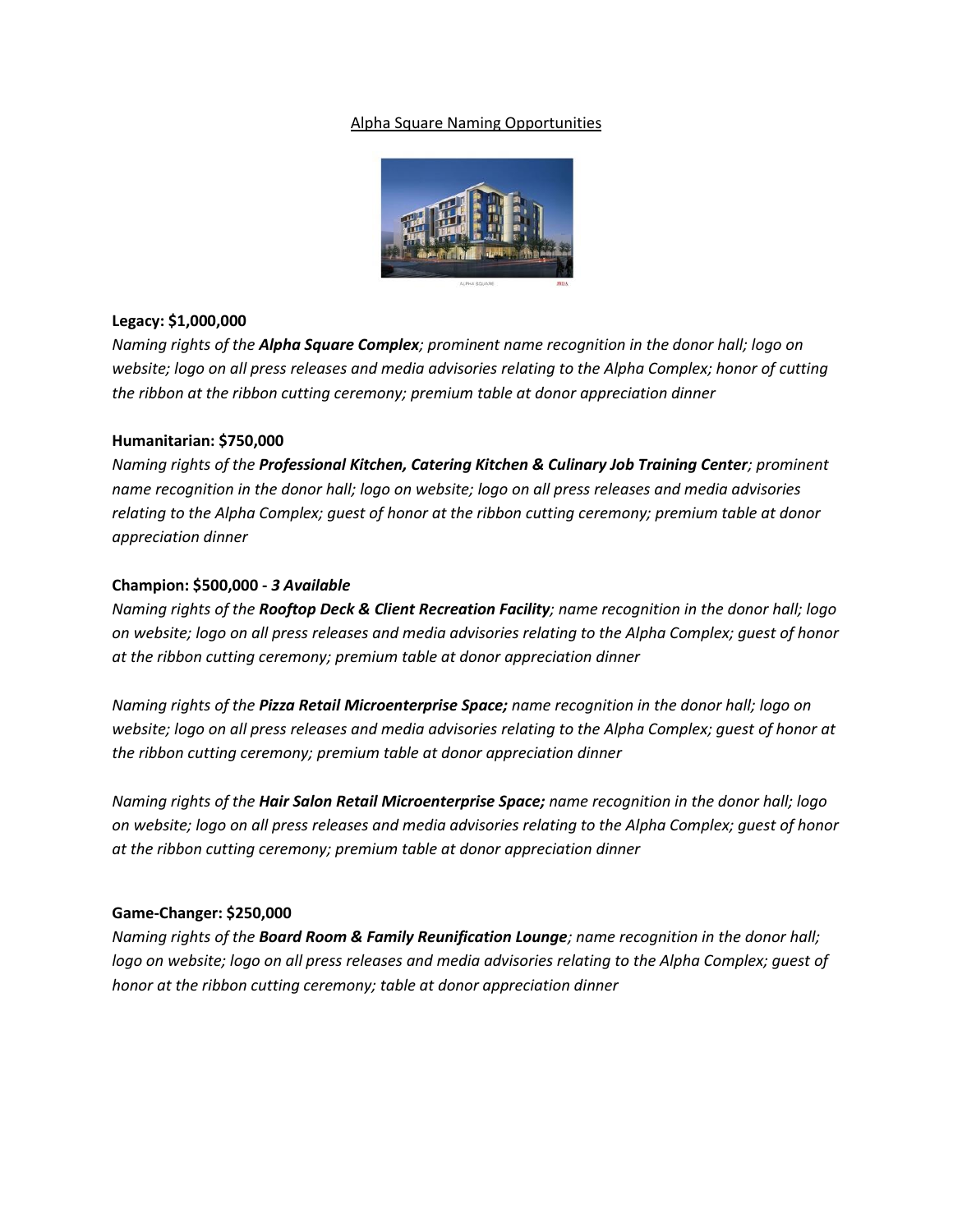Alpha Square Naming Opportunities

**Legacy: $1,000,000**
*Naming rights of the **Alpha Square Complex**; prominent name recognition in the donor hall; logo on website; logo on all press releases and media advisories relating to the Alpha Complex; honor of cutting the ribbon at the ribbon cutting ceremony; premium table at donor appreciation dinner*

**Humanitarian: $750,000**
*Naming rights of the **Professional Kitchen, Catering Kitchen & Culinary Job Training Center**; prominent name recognition in the donor hall; logo on website; logo on all press releases and media advisories relating to the Alpha Complex; guest of honor at the ribbon cutting ceremony; premium table at donor appreciation dinner*

**Champion: $500,000 - *3 Available***
*Naming rights of the **Rooftop Deck & Client Recreation Facility**; name recognition in the donor hall; logo on website; logo on all press releases and media advisories relating to the Alpha Complex; guest of honor at the ribbon cutting ceremony; premium table at donor appreciation dinner*

*Naming rights of the **Pizza Retail Microenterprise Space;** name recognition in the donor hall; logo on website; logo on all press releases and media advisories relating to the Alpha Complex; guest of honor at the ribbon cutting ceremony; premium table at donor appreciation dinner*

*Naming rights of the **Hair Salon Retail Microenterprise Space;** name recognition in the donor hall; logo on website; logo on all press releases and media advisories relating to the Alpha Complex; guest of honor at the ribbon cutting ceremony; premium table at donor appreciation dinner*

**Game-Changer: $250,000**
*Naming rights of the **Board Room & Family Reunification Lounge**; name recognition in the donor hall; logo on website; logo on all press releases and media advisories relating to the Alpha Complex; guest of honor at the ribbon cutting ceremony; table at donor appreciation dinner*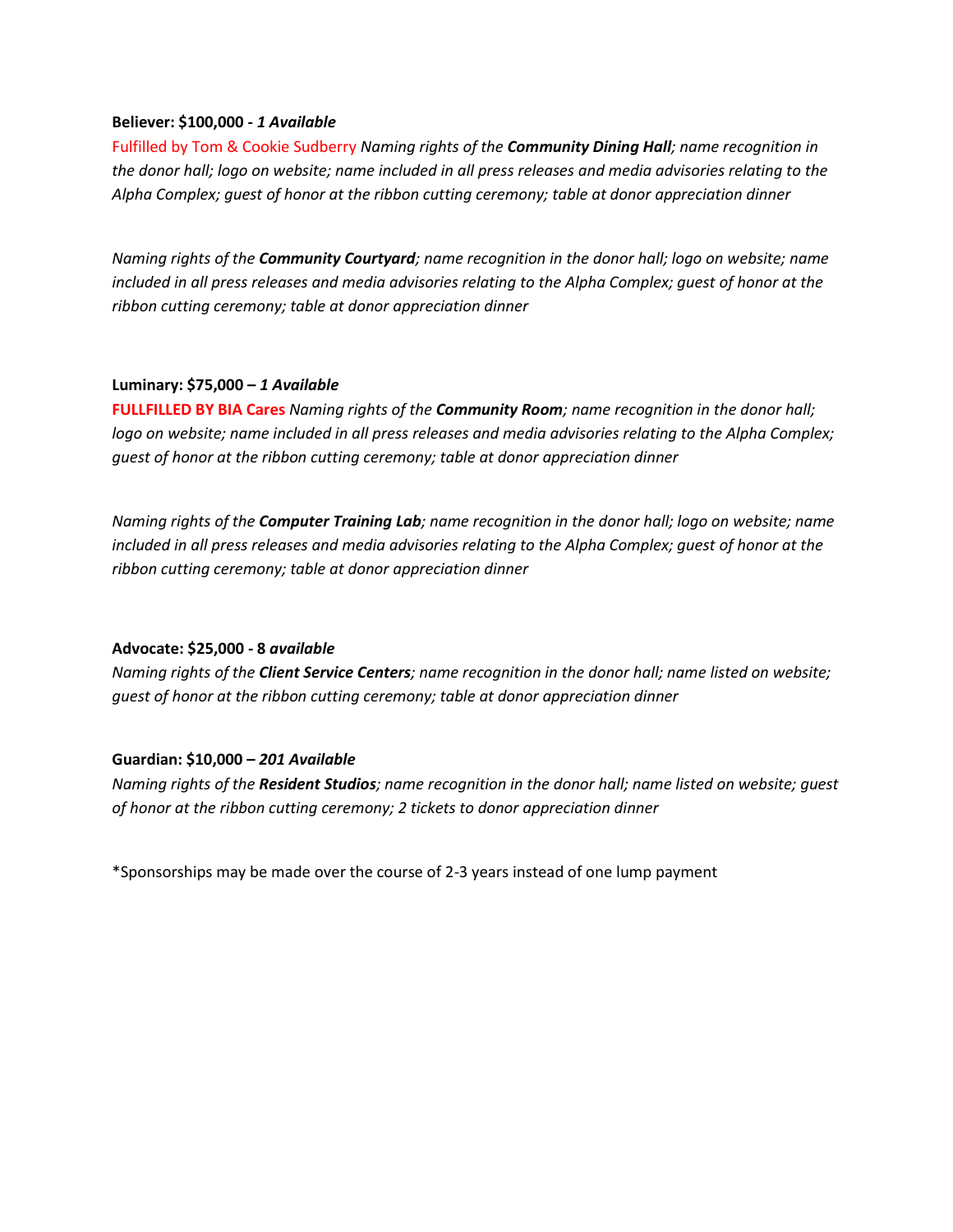**Believer: $100,000 -** ***1 Available***

Fulfilled by Tom & Cookie Sudberry *Naming rights of the **Community Dining Hall**; name recognition in the donor hall; logo on website; name included in all press releases and media advisories relating to the Alpha Complex; guest of honor at the ribbon cutting ceremony; table at donor appreciation dinner*

*Naming rights of the **Community Courtyard**; name recognition in the donor hall; logo on website; name included in all press releases and media advisories relating to the Alpha Complex; guest of honor at the ribbon cutting ceremony; table at donor appreciation dinner*

**Luminary: $75,000 –** ***1 Available***

**FULLFILLED BY BIA Cares** *Naming rights of the **Community Room**; name recognition in the donor hall; logo on website; name included in all press releases and media advisories relating to the Alpha Complex; guest of honor at the ribbon cutting ceremony; table at donor appreciation dinner*

*Naming rights of the **Computer Training Lab**; name recognition in the donor hall; logo on website; name included in all press releases and media advisories relating to the Alpha Complex; guest of honor at the ribbon cutting ceremony; table at donor appreciation dinner*

**Advocate: $25,000 - 8** ***available***

*Naming rights of the **Client Service Centers**; name recognition in the donor hall; name listed on website; guest of honor at the ribbon cutting ceremony; table at donor appreciation dinner*

**Guardian: $10,000 –** ***201 Available***

*Naming rights of the **Resident Studios**; name recognition in the donor hall; name listed on website; guest of honor at the ribbon cutting ceremony; 2 tickets to donor appreciation dinner*

*Sponsorships may be made over the course of 2-3 years instead of one lump payment